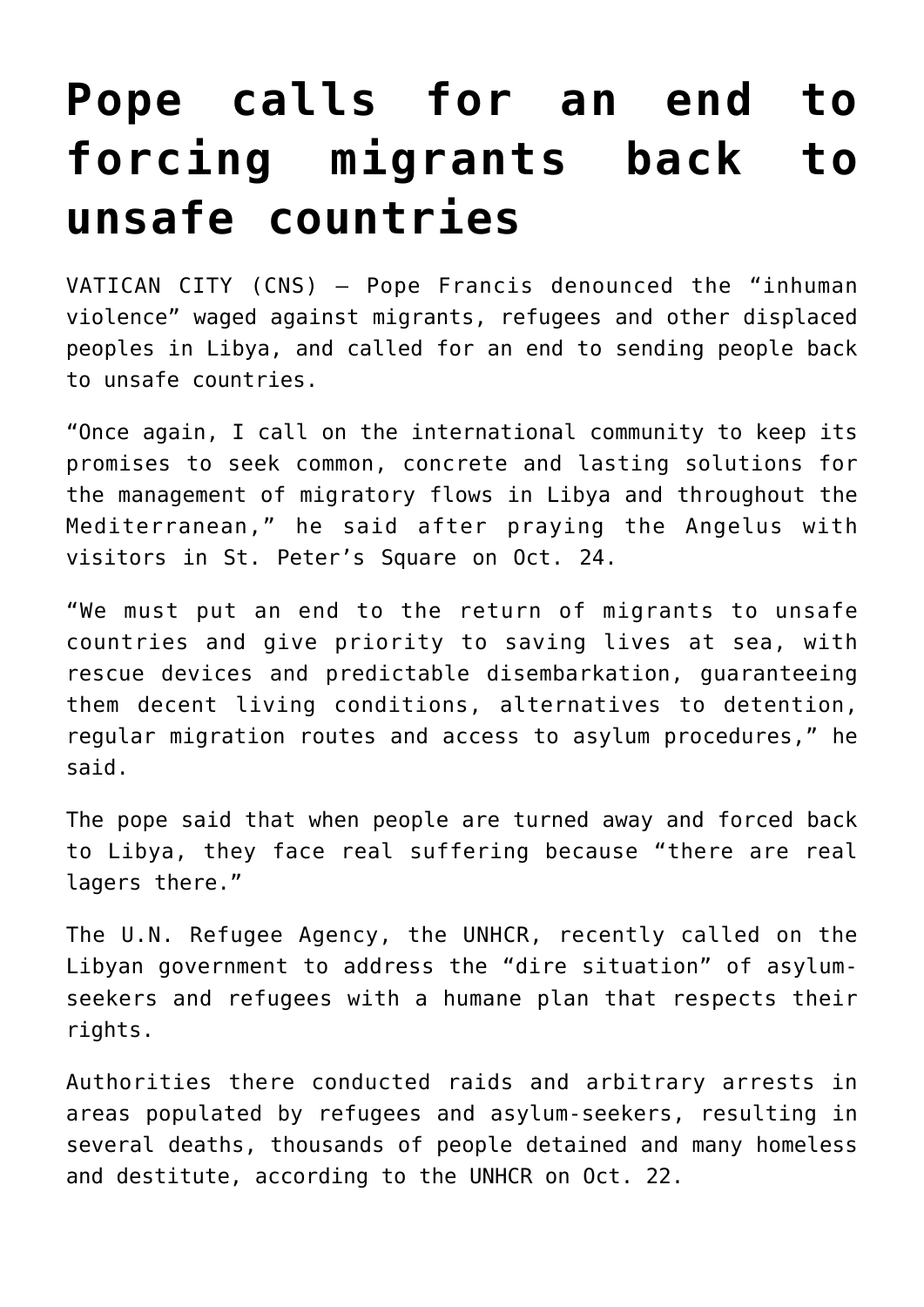# Pope calls for an end to forcing migrants back to unsafe countries

VATICAN CITY (CNS) — Pope Francis denounced the "inhuman violence" waged against migrants, refugees and other displaced peoples in Libya, and called for an end to sending people back to unsafe countries.

"Once again, I call on the international community to keep its promises to seek common, concrete and lasting solutions for the management of migratory flows in Libya and throughout the Mediterranean," he said after praying the Angelus with visitors in St. Peter's Square on Oct. 24.

"We must put an end to the return of migrants to unsafe countries and give priority to saving lives at sea, with rescue devices and predictable disembarkation, guaranteeing them decent living conditions, alternatives to detention, regular migration routes and access to asylum procedures," he said.

The pope said that when people are turned away and forced back to Libya, they face real suffering because "there are real lagers there."

The U.N. Refugee Agency, the UNHCR, recently called on the Libyan government to address the "dire situation" of asylum-seekers and refugees with a humane plan that respects their rights.

Authorities there conducted raids and arbitrary arrests in areas populated by refugees and asylum-seekers, resulting in several deaths, thousands of people detained and many homeless and destitute, according to the UNHCR on Oct. 22.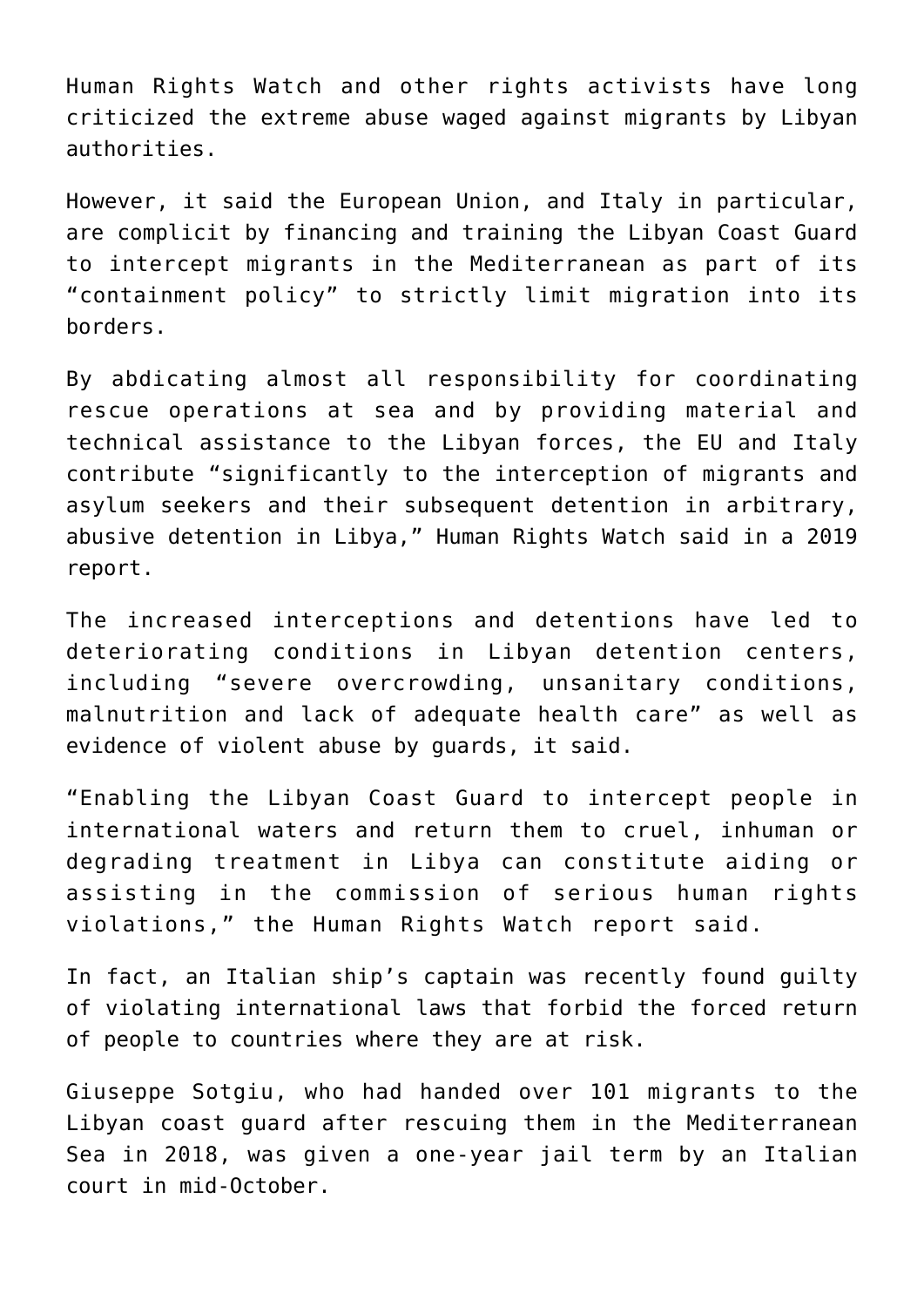Human Rights Watch and other rights activists have long criticized the extreme abuse waged against migrants by Libyan authorities.

However, it said the European Union, and Italy in particular, are complicit by financing and training the Libyan Coast Guard to intercept migrants in the Mediterranean as part of its "containment policy" to strictly limit migration into its borders.

By abdicating almost all responsibility for coordinating rescue operations at sea and by providing material and technical assistance to the Libyan forces, the EU and Italy contribute "significantly to the interception of migrants and asylum seekers and their subsequent detention in arbitrary, abusive detention in Libya," Human Rights Watch said in a 2019 report.

The increased interceptions and detentions have led to deteriorating conditions in Libyan detention centers, including "severe overcrowding, unsanitary conditions, malnutrition and lack of adequate health care" as well as evidence of violent abuse by guards, it said.

"Enabling the Libyan Coast Guard to intercept people in international waters and return them to cruel, inhuman or degrading treatment in Libya can constitute aiding or assisting in the commission of serious human rights violations," the Human Rights Watch report said.

In fact, an Italian ship's captain was recently found guilty of violating international laws that forbid the forced return of people to countries where they are at risk.

Giuseppe Sotgiu, who had handed over 101 migrants to the Libyan coast guard after rescuing them in the Mediterranean Sea in 2018, was given a one-year jail term by an Italian court in mid-October.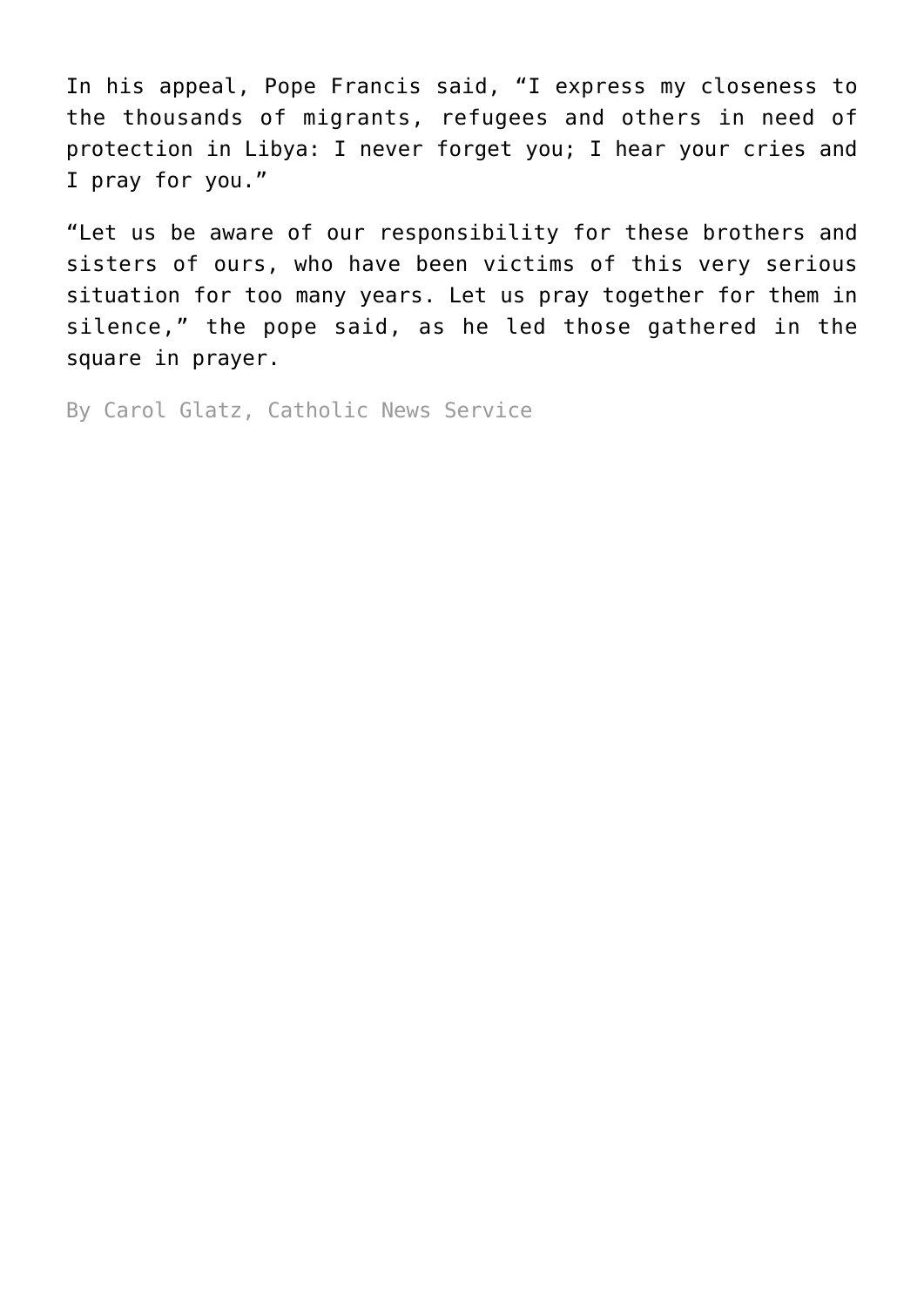In his appeal, Pope Francis said, "I express my closeness to the thousands of migrants, refugees and others in need of protection in Libya: I never forget you; I hear your cries and I pray for you."

"Let us be aware of our responsibility for these brothers and sisters of ours, who have been victims of this very serious situation for too many years. Let us pray together for them in silence," the pope said, as he led those gathered in the square in prayer.

By Carol Glatz, Catholic News Service